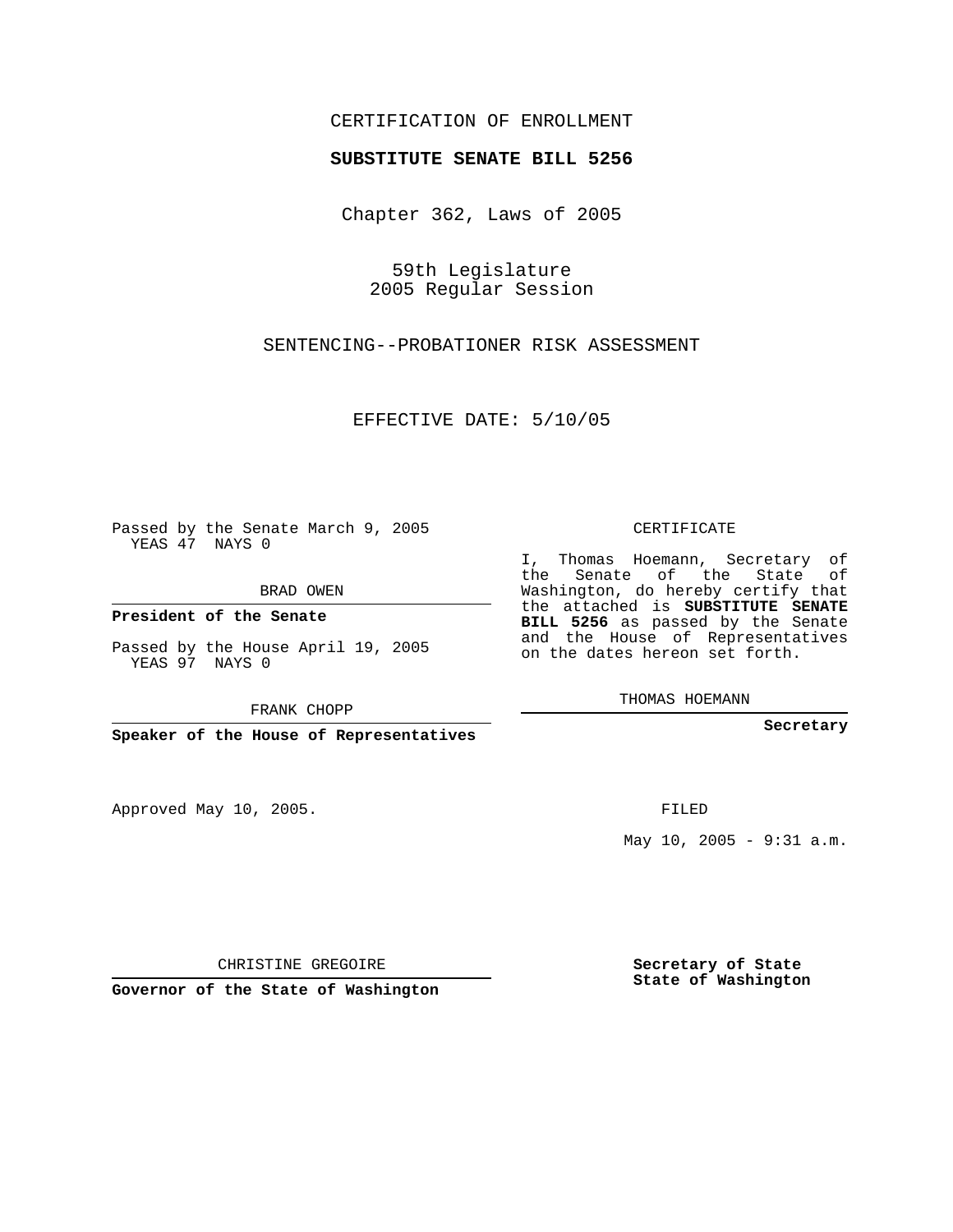CERTIFICATION OF ENROLLMENT

**SUBSTITUTE SENATE BILL 5256**

Chapter 362, Laws of 2005

59th Legislature
2005 Regular Session

SENTENCING--PROBATIONER RISK ASSESSMENT

EFFECTIVE DATE: 5/10/05

Passed by the Senate March 9, 2005
YEAS 47 NAYS 0

BRAD OWEN

**President of the Senate**

Passed by the House April 19, 2005
YEAS 97 NAYS 0

FRANK CHOPP

**Speaker of the House of Representatives**

CERTIFICATE

I, Thomas Hoemann, Secretary of the Senate of the State of Washington, do hereby certify that the attached is **SUBSTITUTE SENATE BILL 5256** as passed by the Senate and the House of Representatives on the dates hereon set forth.

THOMAS HOEMANN

**Secretary**

Approved May 10, 2005.

FILED

May 10, 2005 - 9:31 a.m.

CHRISTINE GREGOIRE

**Governor of the State of Washington**

**Secretary of State**
**State of Washington**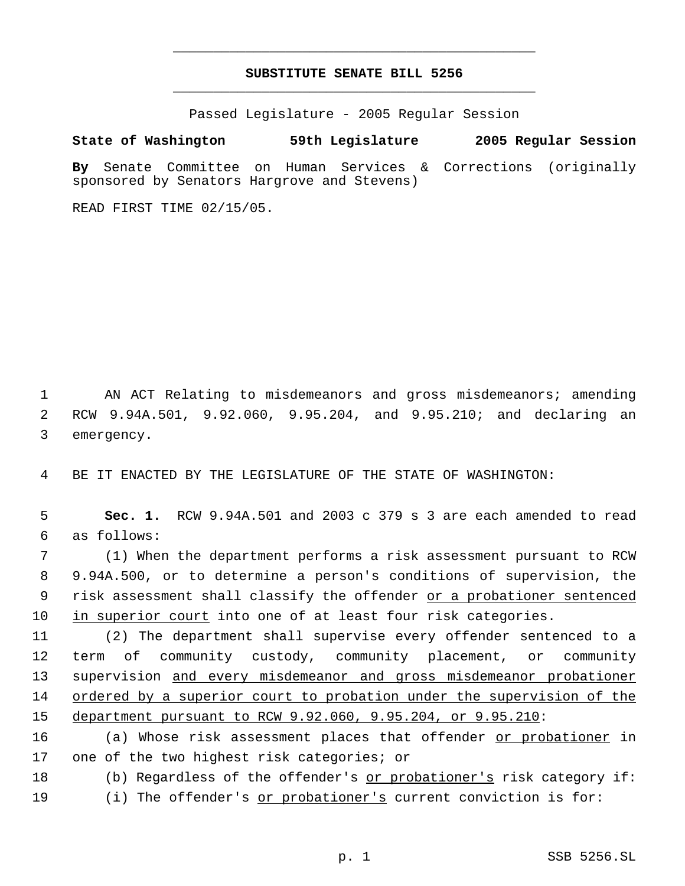# SUBSTITUTE SENATE BILL 5256

Passed Legislature - 2005 Regular Session

**State of Washington 59th Legislature 2005 Regular Session**

**By** Senate Committee on Human Services & Corrections (originally sponsored by Senators Hargrove and Stevens)

READ FIRST TIME 02/15/05.

AN ACT Relating to misdemeanors and gross misdemeanors; amending RCW 9.94A.501, 9.92.060, 9.95.204, and 9.95.210; and declaring an emergency.

BE IT ENACTED BY THE LEGISLATURE OF THE STATE OF WASHINGTON:

**Sec. 1.** RCW 9.94A.501 and 2003 c 379 s 3 are each amended to read as follows:

(1) When the department performs a risk assessment pursuant to RCW 9.94A.500, or to determine a person's conditions of supervision, the risk assessment shall classify the offender <u>or a probationer sentenced in superior court</u> into one of at least four risk categories.

(2) The department shall supervise every offender sentenced to a term of community custody, community placement, or community supervision <u>and every misdemeanor and gross misdemeanor probationer ordered by a superior court to probation under the supervision of the department pursuant to RCW 9.92.060, 9.95.204, or 9.95.210</u>:

(a) Whose risk assessment places that offender <u>or probationer</u> in one of the two highest risk categories; or

(b) Regardless of the offender's <u>or probationer's</u> risk category if:

(i) The offender's <u>or probationer's</u> current conviction is for: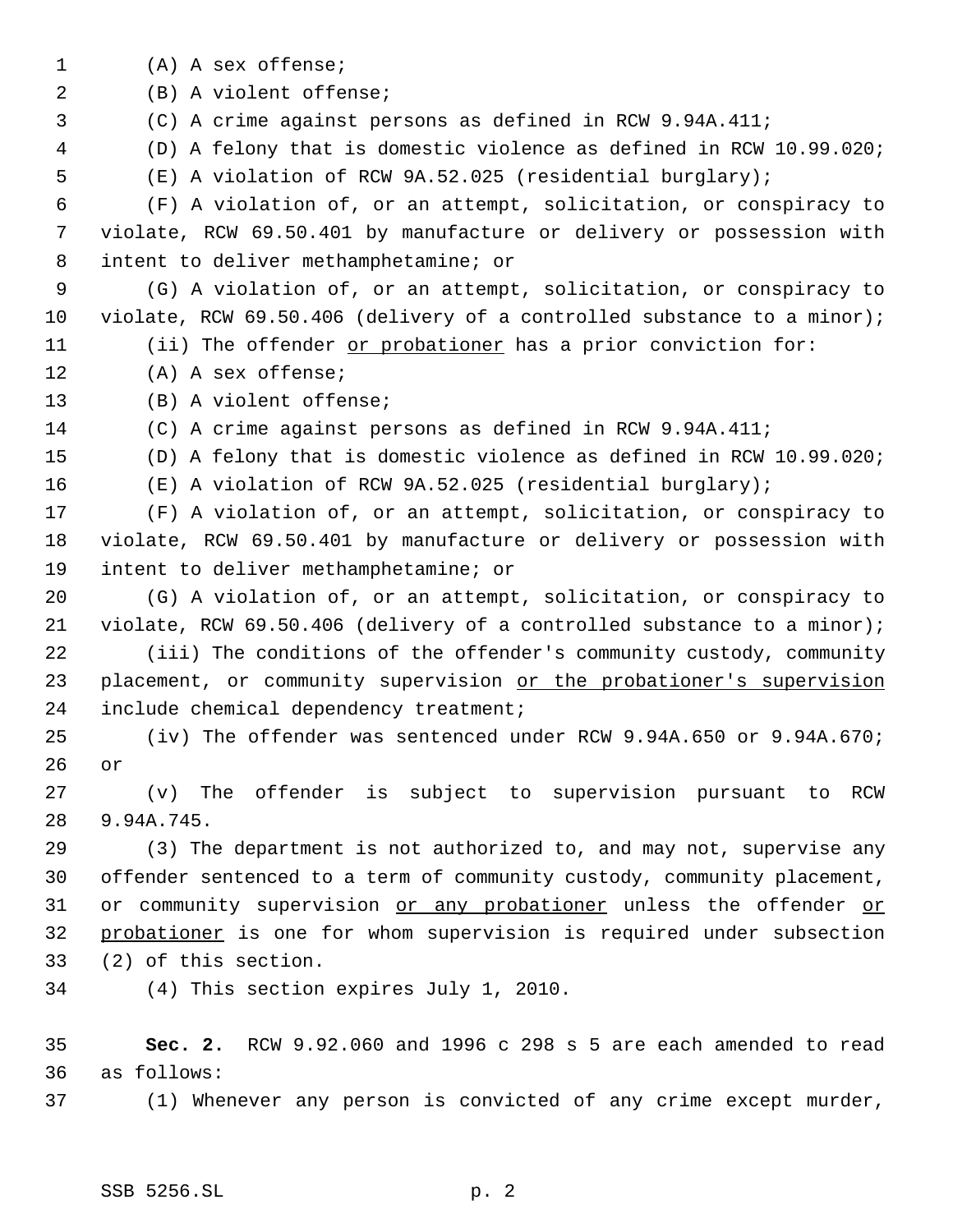(A) A sex offense;

(B) A violent offense;

(C) A crime against persons as defined in RCW 9.94A.411;

(D) A felony that is domestic violence as defined in RCW 10.99.020;

(E) A violation of RCW 9A.52.025 (residential burglary);

(F) A violation of, or an attempt, solicitation, or conspiracy to violate, RCW 69.50.401 by manufacture or delivery or possession with intent to deliver methamphetamine; or

(G) A violation of, or an attempt, solicitation, or conspiracy to violate, RCW 69.50.406 (delivery of a controlled substance to a minor);

(ii) The offender <u>or probationer</u> has a prior conviction for:

(A) A sex offense;

(B) A violent offense;

(C) A crime against persons as defined in RCW 9.94A.411;

(D) A felony that is domestic violence as defined in RCW 10.99.020;

(E) A violation of RCW 9A.52.025 (residential burglary);

(F) A violation of, or an attempt, solicitation, or conspiracy to violate, RCW 69.50.401 by manufacture or delivery or possession with intent to deliver methamphetamine; or

(G) A violation of, or an attempt, solicitation, or conspiracy to violate, RCW 69.50.406 (delivery of a controlled substance to a minor);

(iii) The conditions of the offender's community custody, community placement, or community supervision <u>or the probationer's supervision</u> include chemical dependency treatment;

(iv) The offender was sentenced under RCW 9.94A.650 or 9.94A.670; or

(v) The offender is subject to supervision pursuant to RCW 9.94A.745.

(3) The department is not authorized to, and may not, supervise any offender sentenced to a term of community custody, community placement, or community supervision <u>or any probationer</u> unless the offender <u>or probationer</u> is one for whom supervision is required under subsection (2) of this section.

(4) This section expires July 1, 2010.

**Sec. 2.** RCW 9.92.060 and 1996 c 298 s 5 are each amended to read as follows:

(1) Whenever any person is convicted of any crime except murder,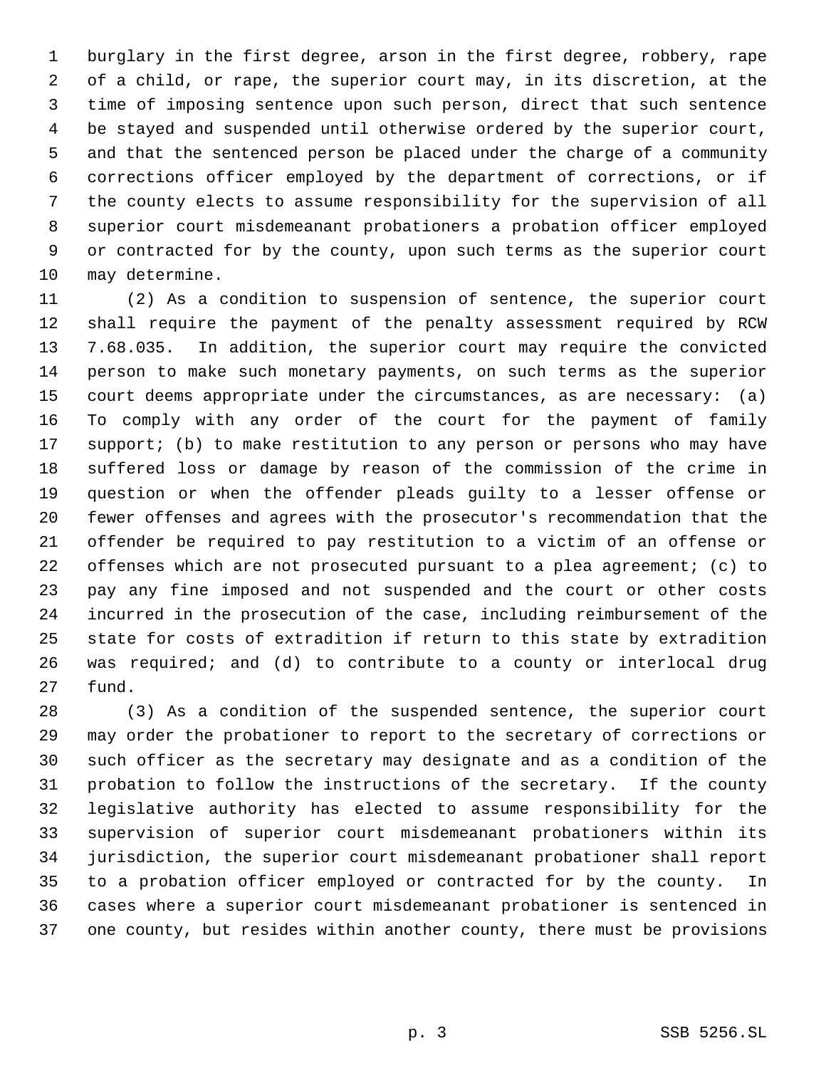burglary in the first degree, arson in the first degree, robbery, rape of a child, or rape, the superior court may, in its discretion, at the time of imposing sentence upon such person, direct that such sentence be stayed and suspended until otherwise ordered by the superior court, and that the sentenced person be placed under the charge of a community corrections officer employed by the department of corrections, or if the county elects to assume responsibility for the supervision of all superior court misdemeanant probationers a probation officer employed or contracted for by the county, upon such terms as the superior court may determine.

(2) As a condition to suspension of sentence, the superior court shall require the payment of the penalty assessment required by RCW 7.68.035. In addition, the superior court may require the convicted person to make such monetary payments, on such terms as the superior court deems appropriate under the circumstances, as are necessary: (a) To comply with any order of the court for the payment of family support; (b) to make restitution to any person or persons who may have suffered loss or damage by reason of the commission of the crime in question or when the offender pleads guilty to a lesser offense or fewer offenses and agrees with the prosecutor's recommendation that the offender be required to pay restitution to a victim of an offense or offenses which are not prosecuted pursuant to a plea agreement; (c) to pay any fine imposed and not suspended and the court or other costs incurred in the prosecution of the case, including reimbursement of the state for costs of extradition if return to this state by extradition was required; and (d) to contribute to a county or interlocal drug fund.

(3) As a condition of the suspended sentence, the superior court may order the probationer to report to the secretary of corrections or such officer as the secretary may designate and as a condition of the probation to follow the instructions of the secretary. If the county legislative authority has elected to assume responsibility for the supervision of superior court misdemeanant probationers within its jurisdiction, the superior court misdemeanant probationer shall report to a probation officer employed or contracted for by the county. In cases where a superior court misdemeanant probationer is sentenced in one county, but resides within another county, there must be provisions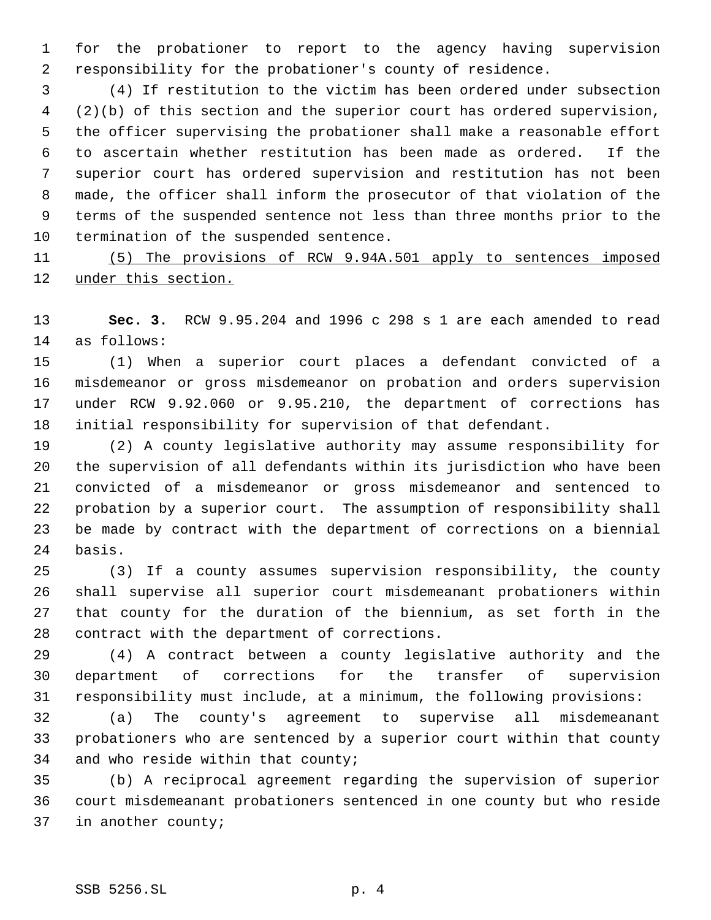for the probationer to report to the agency having supervision responsibility for the probationer's county of residence.

(4) If restitution to the victim has been ordered under subsection (2)(b) of this section and the superior court has ordered supervision, the officer supervising the probationer shall make a reasonable effort to ascertain whether restitution has been made as ordered. If the superior court has ordered supervision and restitution has not been made, the officer shall inform the prosecutor of that violation of the terms of the suspended sentence not less than three months prior to the termination of the suspended sentence.

(5) The provisions of RCW 9.94A.501 apply to sentences imposed under this section.

**Sec. 3.** RCW 9.95.204 and 1996 c 298 s 1 are each amended to read as follows:

(1) When a superior court places a defendant convicted of a misdemeanor or gross misdemeanor on probation and orders supervision under RCW 9.92.060 or 9.95.210, the department of corrections has initial responsibility for supervision of that defendant.

(2) A county legislative authority may assume responsibility for the supervision of all defendants within its jurisdiction who have been convicted of a misdemeanor or gross misdemeanor and sentenced to probation by a superior court. The assumption of responsibility shall be made by contract with the department of corrections on a biennial basis.

(3) If a county assumes supervision responsibility, the county shall supervise all superior court misdemeanant probationers within that county for the duration of the biennium, as set forth in the contract with the department of corrections.

(4) A contract between a county legislative authority and the department of corrections for the transfer of supervision responsibility must include, at a minimum, the following provisions:

(a) The county's agreement to supervise all misdemeanant probationers who are sentenced by a superior court within that county and who reside within that county;

(b) A reciprocal agreement regarding the supervision of superior court misdemeanant probationers sentenced in one county but who reside in another county;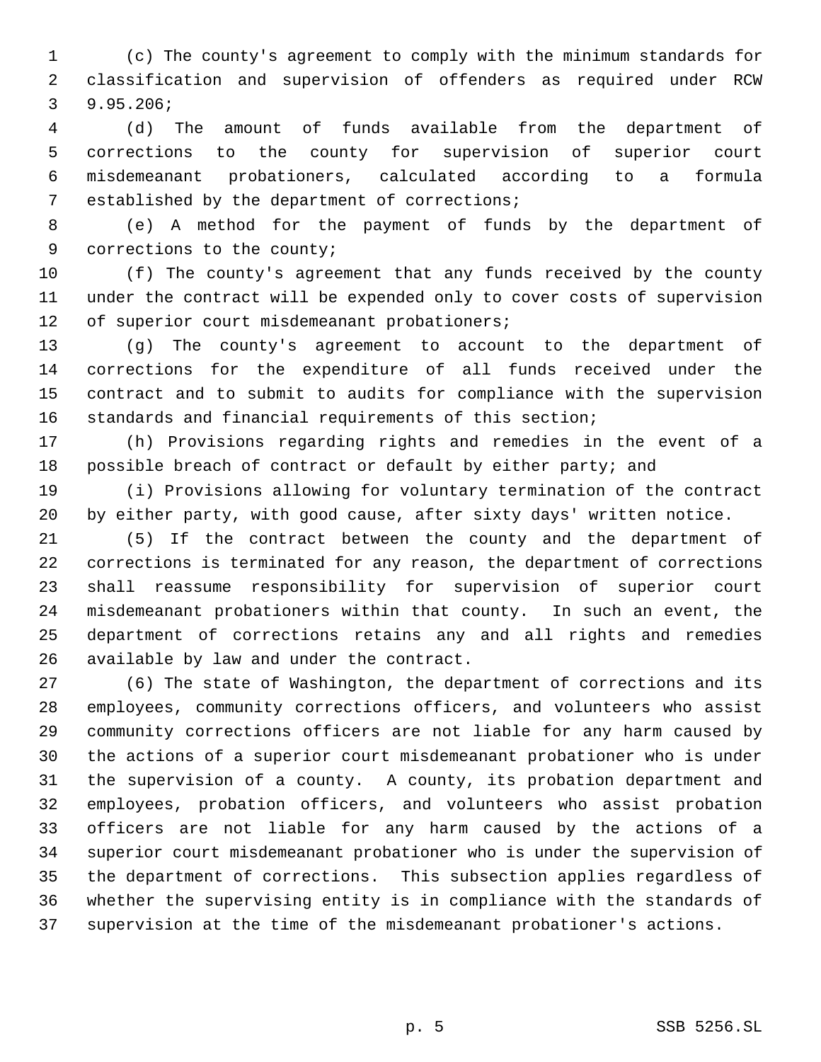(c) The county's agreement to comply with the minimum standards for classification and supervision of offenders as required under RCW 9.95.206;

(d) The amount of funds available from the department of corrections to the county for supervision of superior court misdemeanant probationers, calculated according to a formula established by the department of corrections;

(e) A method for the payment of funds by the department of corrections to the county;

(f) The county's agreement that any funds received by the county under the contract will be expended only to cover costs of supervision of superior court misdemeanant probationers;

(g) The county's agreement to account to the department of corrections for the expenditure of all funds received under the contract and to submit to audits for compliance with the supervision standards and financial requirements of this section;

(h) Provisions regarding rights and remedies in the event of a possible breach of contract or default by either party; and

(i) Provisions allowing for voluntary termination of the contract by either party, with good cause, after sixty days' written notice.

(5) If the contract between the county and the department of corrections is terminated for any reason, the department of corrections shall reassume responsibility for supervision of superior court misdemeanant probationers within that county. In such an event, the department of corrections retains any and all rights and remedies available by law and under the contract.

(6) The state of Washington, the department of corrections and its employees, community corrections officers, and volunteers who assist community corrections officers are not liable for any harm caused by the actions of a superior court misdemeanant probationer who is under the supervision of a county. A county, its probation department and employees, probation officers, and volunteers who assist probation officers are not liable for any harm caused by the actions of a superior court misdemeanant probationer who is under the supervision of the department of corrections. This subsection applies regardless of whether the supervising entity is in compliance with the standards of supervision at the time of the misdemeanant probationer's actions.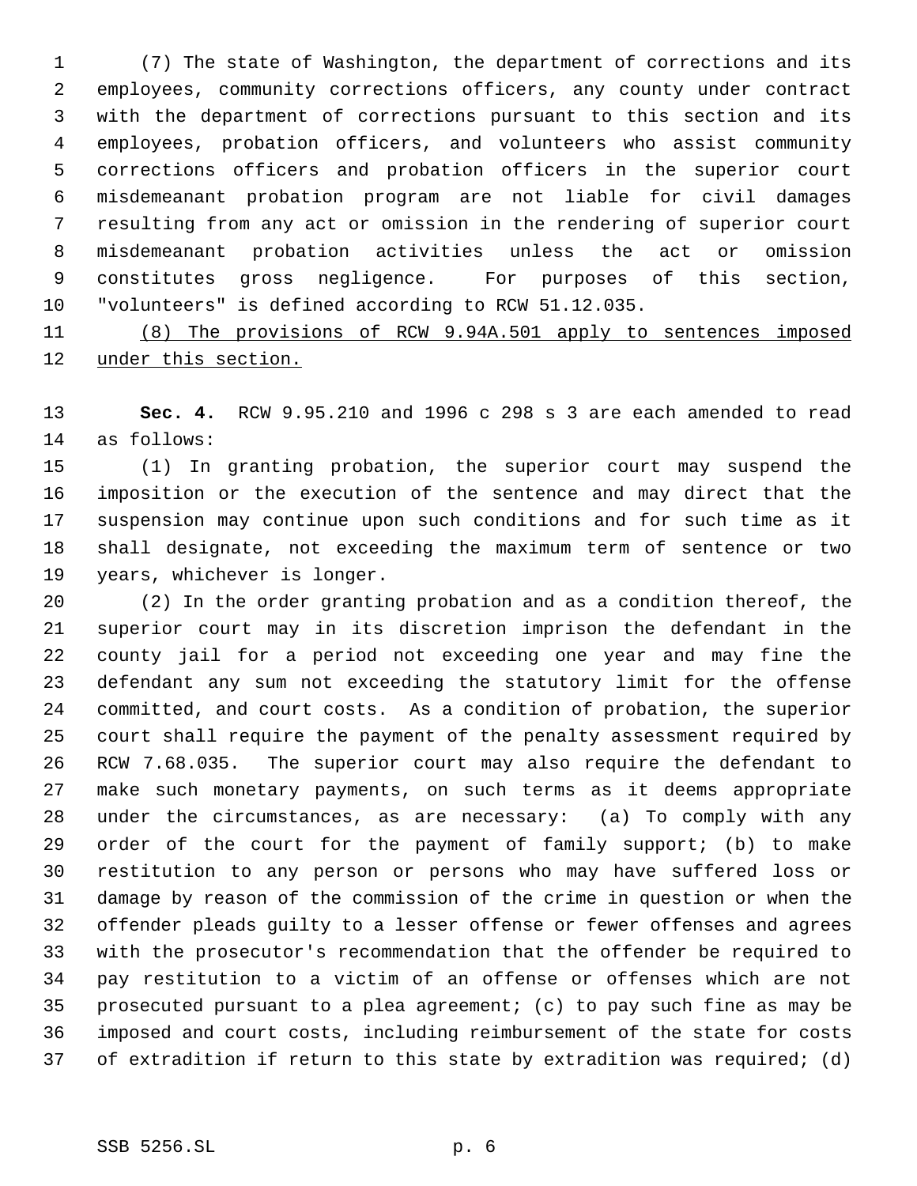(7) The state of Washington, the department of corrections and its employees, community corrections officers, any county under contract with the department of corrections pursuant to this section and its employees, probation officers, and volunteers who assist community corrections officers and probation officers in the superior court misdemeanant probation program are not liable for civil damages resulting from any act or omission in the rendering of superior court misdemeanant probation activities unless the act or omission constitutes gross negligence. For purposes of this section, "volunteers" is defined according to RCW 51.12.035.

<u>(8) The provisions of RCW 9.94A.501 apply to sentences imposed under this section.</u>

**Sec. 4.** RCW 9.95.210 and 1996 c 298 s 3 are each amended to read as follows:

(1) In granting probation, the superior court may suspend the imposition or the execution of the sentence and may direct that the suspension may continue upon such conditions and for such time as it shall designate, not exceeding the maximum term of sentence or two years, whichever is longer.

(2) In the order granting probation and as a condition thereof, the superior court may in its discretion imprison the defendant in the county jail for a period not exceeding one year and may fine the defendant any sum not exceeding the statutory limit for the offense committed, and court costs. As a condition of probation, the superior court shall require the payment of the penalty assessment required by RCW 7.68.035. The superior court may also require the defendant to make such monetary payments, on such terms as it deems appropriate under the circumstances, as are necessary: (a) To comply with any order of the court for the payment of family support; (b) to make restitution to any person or persons who may have suffered loss or damage by reason of the commission of the crime in question or when the offender pleads guilty to a lesser offense or fewer offenses and agrees with the prosecutor's recommendation that the offender be required to pay restitution to a victim of an offense or offenses which are not prosecuted pursuant to a plea agreement; (c) to pay such fine as may be imposed and court costs, including reimbursement of the state for costs of extradition if return to this state by extradition was required; (d)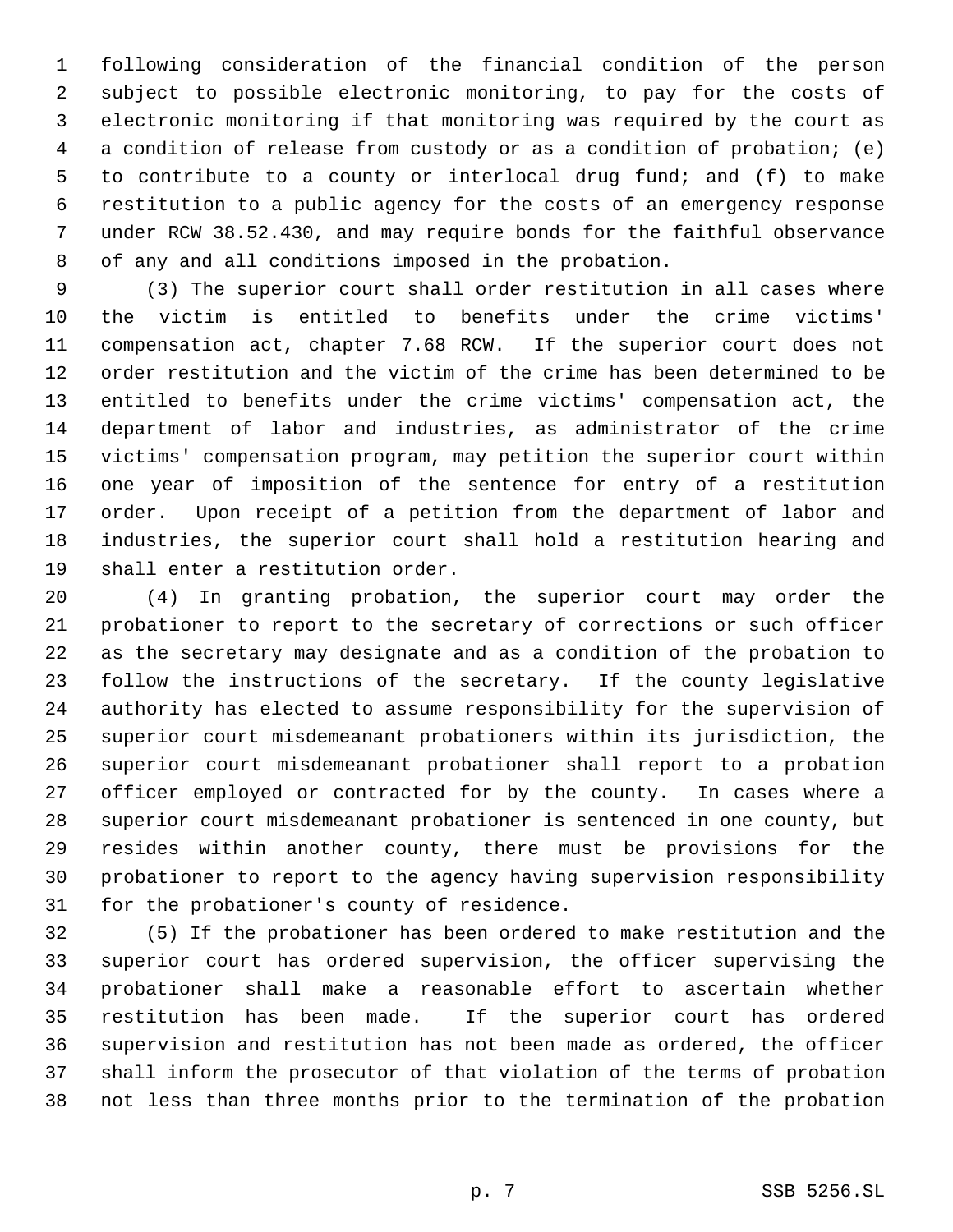following consideration of the financial condition of the person subject to possible electronic monitoring, to pay for the costs of electronic monitoring if that monitoring was required by the court as a condition of release from custody or as a condition of probation; (e) to contribute to a county or interlocal drug fund; and (f) to make restitution to a public agency for the costs of an emergency response under RCW 38.52.430, and may require bonds for the faithful observance of any and all conditions imposed in the probation.

(3) The superior court shall order restitution in all cases where the victim is entitled to benefits under the crime victims' compensation act, chapter 7.68 RCW. If the superior court does not order restitution and the victim of the crime has been determined to be entitled to benefits under the crime victims' compensation act, the department of labor and industries, as administrator of the crime victims' compensation program, may petition the superior court within one year of imposition of the sentence for entry of a restitution order. Upon receipt of a petition from the department of labor and industries, the superior court shall hold a restitution hearing and shall enter a restitution order.

(4) In granting probation, the superior court may order the probationer to report to the secretary of corrections or such officer as the secretary may designate and as a condition of the probation to follow the instructions of the secretary. If the county legislative authority has elected to assume responsibility for the supervision of superior court misdemeanant probationers within its jurisdiction, the superior court misdemeanant probationer shall report to a probation officer employed or contracted for by the county. In cases where a superior court misdemeanant probationer is sentenced in one county, but resides within another county, there must be provisions for the probationer to report to the agency having supervision responsibility for the probationer's county of residence.

(5) If the probationer has been ordered to make restitution and the superior court has ordered supervision, the officer supervising the probationer shall make a reasonable effort to ascertain whether restitution has been made. If the superior court has ordered supervision and restitution has not been made as ordered, the officer shall inform the prosecutor of that violation of the terms of probation not less than three months prior to the termination of the probation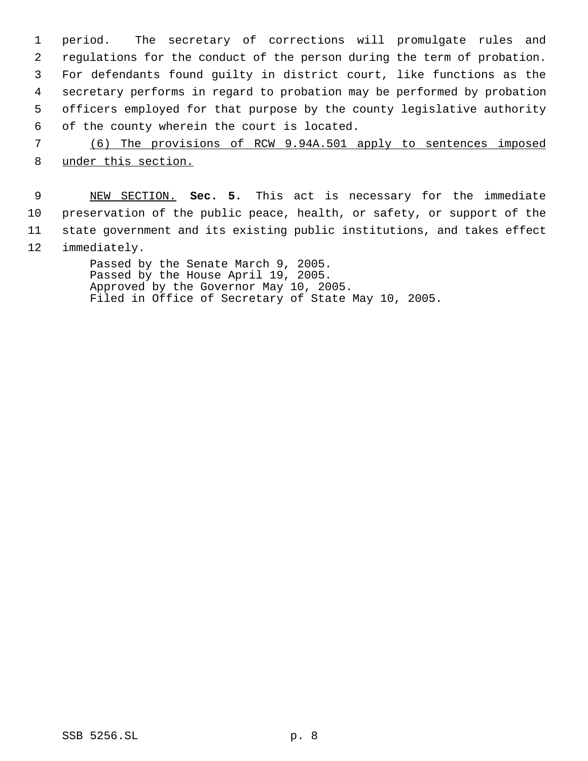period. The secretary of corrections will promulgate rules and regulations for the conduct of the person during the term of probation. For defendants found guilty in district court, like functions as the secretary performs in regard to probation may be performed by probation officers employed for that purpose by the county legislative authority of the county wherein the court is located.

(6) The provisions of RCW 9.94A.501 apply to sentences imposed under this section.

NEW SECTION. **Sec. 5.** This act is necessary for the immediate preservation of the public peace, health, or safety, or support of the state government and its existing public institutions, and takes effect immediately.

Passed by the Senate March 9, 2005.
Passed by the House April 19, 2005.
Approved by the Governor May 10, 2005.
Filed in Office of Secretary of State May 10, 2005.